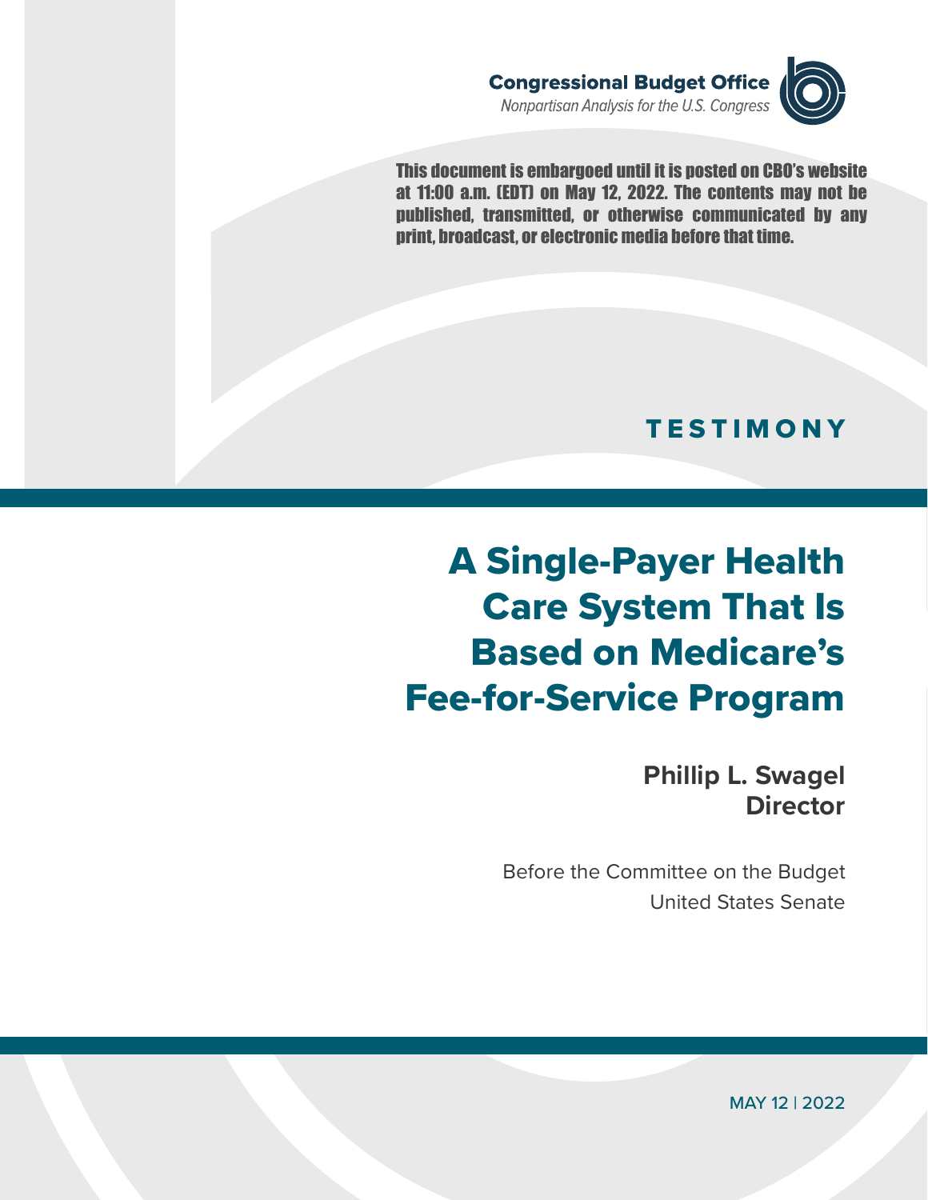**Congressional Budget Office**

*Nonpartisan Analysis for the U.S. Congress*

**This document is embargoed until it is posted on CBO's website at 11:00 a.m. (EDT) on May 12, 2022. The contents may not be published, transmitted, or otherwise communicated by any print, broadcast, or electronic media before that time.**

## TESTIMONY

# A Single-Payer Health Care System That Is Based on Medicare's Fee-for-Service Program

**Phillip L. Swagel**
**Director**

Before the Committee on the Budget
United States Senate

MAY 12 | 2022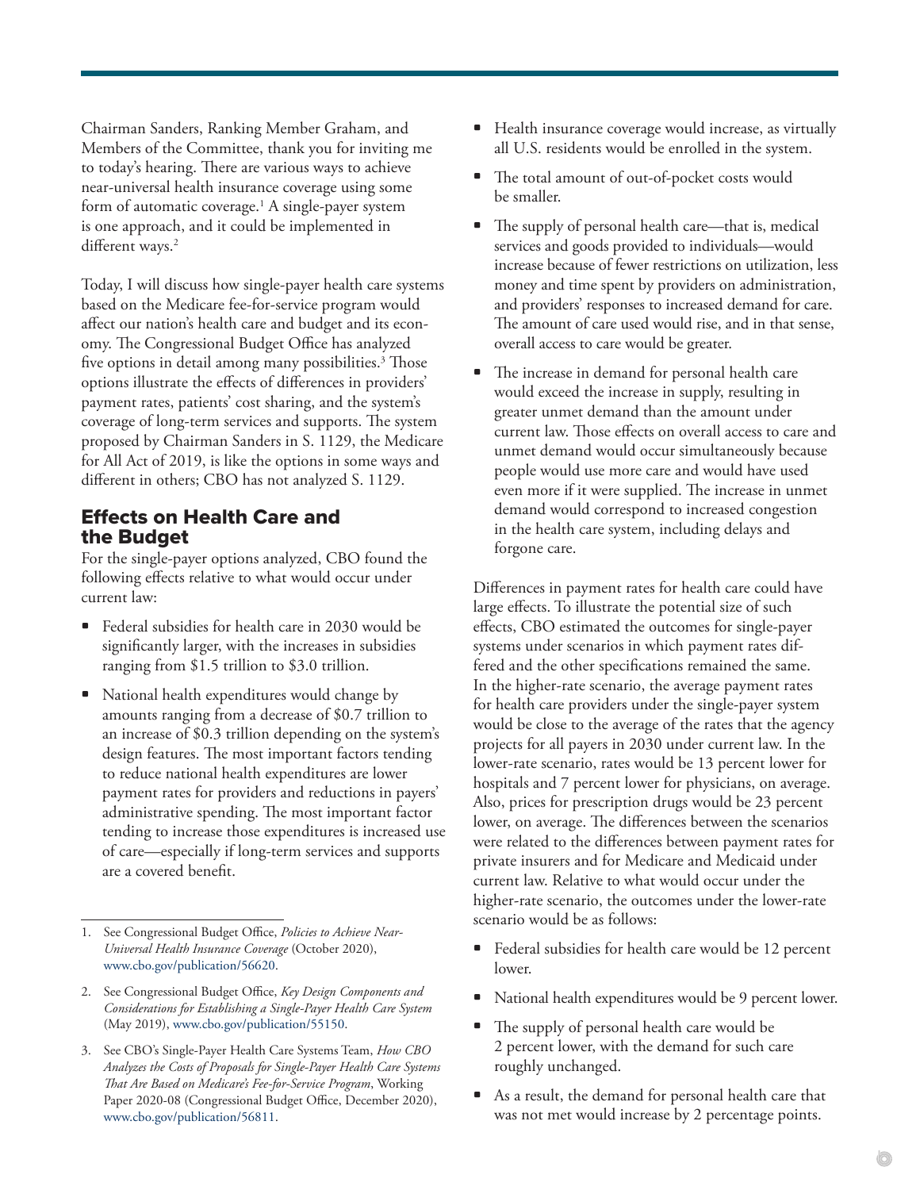Chairman Sanders, Ranking Member Graham, and Members of the Committee, thank you for inviting me to today's hearing. There are various ways to achieve near-universal health insurance coverage using some form of automatic coverage.[1] A single-payer system is one approach, and it could be implemented in different ways.[2]

Today, I will discuss how single-payer health care systems based on the Medicare fee-for-service program would affect our nation's health care and budget and its economy. The Congressional Budget Office has analyzed five options in detail among many possibilities.[3] Those options illustrate the effects of differences in providers' payment rates, patients' cost sharing, and the system's coverage of long-term services and supports. The system proposed by Chairman Sanders in S. 1129, the Medicare for All Act of 2019, is like the options in some ways and different in others; CBO has not analyzed S. 1129.

## Effects on Health Care and the Budget

For the single-payer options analyzed, CBO found the following effects relative to what would occur under current law:

- Federal subsidies for health care in 2030 would be significantly larger, with the increases in subsidies ranging from $1.5 trillion to $3.0 trillion.
- National health expenditures would change by amounts ranging from a decrease of $0.7 trillion to an increase of $0.3 trillion depending on the system's design features. The most important factors tending to reduce national health expenditures are lower payment rates for providers and reductions in payers' administrative spending. The most important factor tending to increase those expenditures is increased use of care—especially if long-term services and supports are a covered benefit.
- Health insurance coverage would increase, as virtually all U.S. residents would be enrolled in the system.
- The total amount of out-of-pocket costs would be smaller.
- The supply of personal health care—that is, medical services and goods provided to individuals—would increase because of fewer restrictions on utilization, less money and time spent by providers on administration, and providers' responses to increased demand for care. The amount of care used would rise, and in that sense, overall access to care would be greater.
- The increase in demand for personal health care would exceed the increase in supply, resulting in greater unmet demand than the amount under current law. Those effects on overall access to care and unmet demand would occur simultaneously because people would use more care and would have used even more if it were supplied. The increase in unmet demand would correspond to increased congestion in the health care system, including delays and forgone care.

Differences in payment rates for health care could have large effects. To illustrate the potential size of such effects, CBO estimated the outcomes for single-payer systems under scenarios in which payment rates differed and the other specifications remained the same. In the higher-rate scenario, the average payment rates for health care providers under the single-payer system would be close to the average of the rates that the agency projects for all payers in 2030 under current law. In the lower-rate scenario, rates would be 13 percent lower for hospitals and 7 percent lower for physicians, on average. Also, prices for prescription drugs would be 23 percent lower, on average. The differences between the scenarios were related to the differences between payment rates for private insurers and for Medicare and Medicaid under current law. Relative to what would occur under the higher-rate scenario, the outcomes under the lower-rate scenario would be as follows:

- Federal subsidies for health care would be 12 percent lower.
- National health expenditures would be 9 percent lower.
- The supply of personal health care would be 2 percent lower, with the demand for such care roughly unchanged.
- As a result, the demand for personal health care that was not met would increase by 2 percentage points.

---

1. See Congressional Budget Office, *Policies to Achieve Near-Universal Health Insurance Coverage* (October 2020), www.cbo.gov/publication/56620.

2. See Congressional Budget Office, *Key Design Components and Considerations for Establishing a Single-Payer Health Care System* (May 2019), www.cbo.gov/publication/55150.

3. See CBO's Single-Payer Health Care Systems Team, *How CBO Analyzes the Costs of Proposals for Single-Payer Health Care Systems That Are Based on Medicare's Fee-for-Service Program*, Working Paper 2020-08 (Congressional Budget Office, December 2020), www.cbo.gov/publication/56811.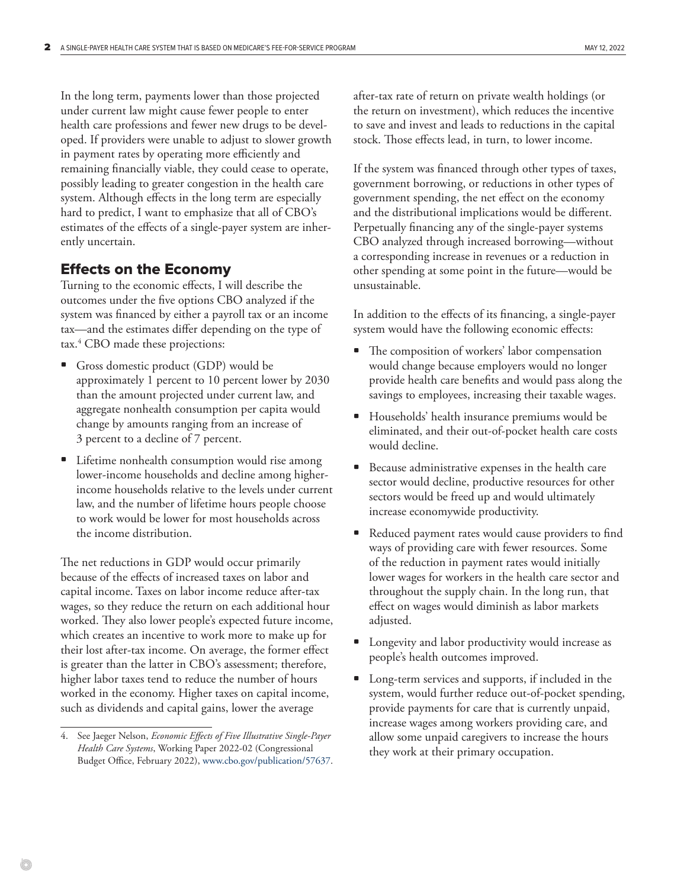In the long term, payments lower than those projected under current law might cause fewer people to enter health care professions and fewer new drugs to be developed. If providers were unable to adjust to slower growth in payment rates by operating more efficiently and remaining financially viable, they could cease to operate, possibly leading to greater congestion in the health care system. Although effects in the long term are especially hard to predict, I want to emphasize that all of CBO's estimates of the effects of a single-payer system are inherently uncertain.

## Effects on the Economy

Turning to the economic effects, I will describe the outcomes under the five options CBO analyzed if the system was financed by either a payroll tax or an income tax—and the estimates differ depending on the type of tax.[4] CBO made these projections:

- Gross domestic product (GDP) would be approximately 1 percent to 10 percent lower by 2030 than the amount projected under current law, and aggregate nonhealth consumption per capita would change by amounts ranging from an increase of 3 percent to a decline of 7 percent.
- Lifetime nonhealth consumption would rise among lower-income households and decline among higher-income households relative to the levels under current law, and the number of lifetime hours people choose to work would be lower for most households across the income distribution.

The net reductions in GDP would occur primarily because of the effects of increased taxes on labor and capital income. Taxes on labor income reduce after-tax wages, so they reduce the return on each additional hour worked. They also lower people's expected future income, which creates an incentive to work more to make up for their lost after-tax income. On average, the former effect is greater than the latter in CBO's assessment; therefore, higher labor taxes tend to reduce the number of hours worked in the economy. Higher taxes on capital income, such as dividends and capital gains, lower the average after-tax rate of return on private wealth holdings (or the return on investment), which reduces the incentive to save and invest and leads to reductions in the capital stock. Those effects lead, in turn, to lower income.

If the system was financed through other types of taxes, government borrowing, or reductions in other types of government spending, the net effect on the economy and the distributional implications would be different. Perpetually financing any of the single-payer systems CBO analyzed through increased borrowing—without a corresponding increase in revenues or a reduction in other spending at some point in the future—would be unsustainable.

In addition to the effects of its financing, a single-payer system would have the following economic effects:

- The composition of workers' labor compensation would change because employers would no longer provide health care benefits and would pass along the savings to employees, increasing their taxable wages.
- Households' health insurance premiums would be eliminated, and their out-of-pocket health care costs would decline.
- Because administrative expenses in the health care sector would decline, productive resources for other sectors would be freed up and would ultimately increase economywide productivity.
- Reduced payment rates would cause providers to find ways of providing care with fewer resources. Some of the reduction in payment rates would initially lower wages for workers in the health care sector and throughout the supply chain. In the long run, that effect on wages would diminish as labor markets adjusted.
- Longevity and labor productivity would increase as people's health outcomes improved.
- Long-term services and supports, if included in the system, would further reduce out-of-pocket spending, provide payments for care that is currently unpaid, increase wages among workers providing care, and allow some unpaid caregivers to increase the hours they work at their primary occupation.

---

4. See Jaeger Nelson, *Economic Effects of Five Illustrative Single-Payer Health Care Systems*, Working Paper 2022-02 (Congressional Budget Office, February 2022), www.cbo.gov/publication/57637.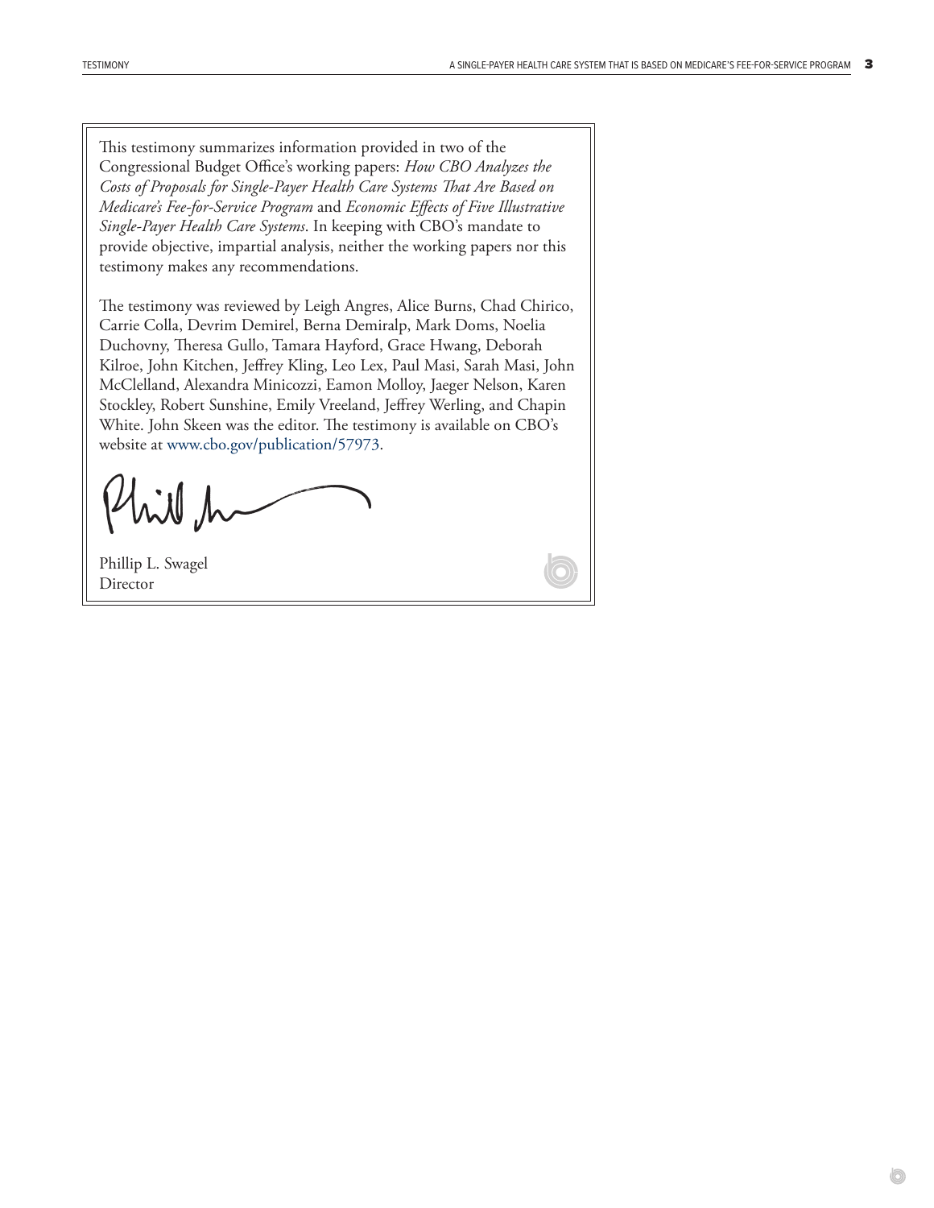This testimony summarizes information provided in two of the Congressional Budget Office's working papers: *How CBO Analyzes the Costs of Proposals for Single-Payer Health Care Systems That Are Based on Medicare's Fee-for-Service Program* and *Economic Effects of Five Illustrative Single-Payer Health Care Systems*. In keeping with CBO's mandate to provide objective, impartial analysis, neither the working papers nor this testimony makes any recommendations.

The testimony was reviewed by Leigh Angres, Alice Burns, Chad Chirico, Carrie Colla, Devrim Demirel, Berna Demiralp, Mark Doms, Noelia Duchovny, Theresa Gullo, Tamara Hayford, Grace Hwang, Deborah Kilroe, John Kitchen, Jeffrey Kling, Leo Lex, Paul Masi, Sarah Masi, John McClelland, Alexandra Minicozzi, Eamon Molloy, Jaeger Nelson, Karen Stockley, Robert Sunshine, Emily Vreeland, Jeffrey Werling, and Chapin White. John Skeen was the editor. The testimony is available on CBO's website at www.cbo.gov/publication/57973.

Phillip L. Swagel
Director